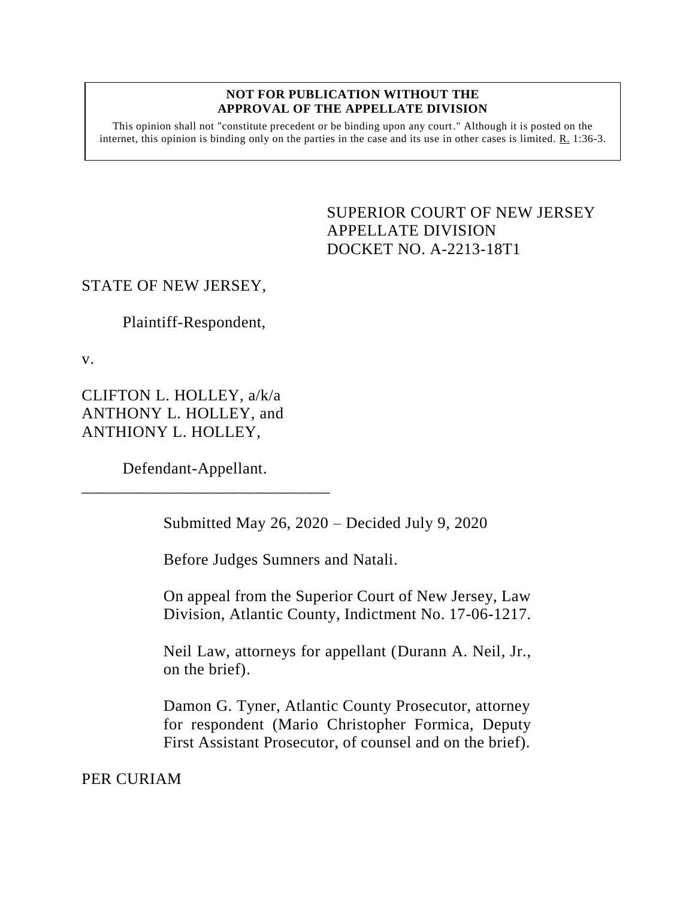**NOT FOR PUBLICATION WITHOUT THE APPROVAL OF THE APPELLATE DIVISION**

This opinion shall not "constitute precedent or be binding upon any court." Although it is posted on the internet, this opinion is binding only on the parties in the case and its use in other cases is limited. R. 1:36-3.

SUPERIOR COURT OF NEW JERSEY
APPELLATE DIVISION
DOCKET NO. A-2213-18T1

STATE OF NEW JERSEY,

Plaintiff-Respondent,

v.

CLIFTON L. HOLLEY, a/k/a ANTHONY L. HOLLEY, and ANTHIONY L. HOLLEY,

Defendant-Appellant.

_______________________________

Submitted May 26, 2020 – Decided July 9, 2020

Before Judges Sumners and Natali.

On appeal from the Superior Court of New Jersey, Law Division, Atlantic County, Indictment No. 17-06-1217.

Neil Law, attorneys for appellant (Durann A. Neil, Jr., on the brief).

Damon G. Tyner, Atlantic County Prosecutor, attorney for respondent (Mario Christopher Formica, Deputy First Assistant Prosecutor, of counsel and on the brief).

PER CURIAM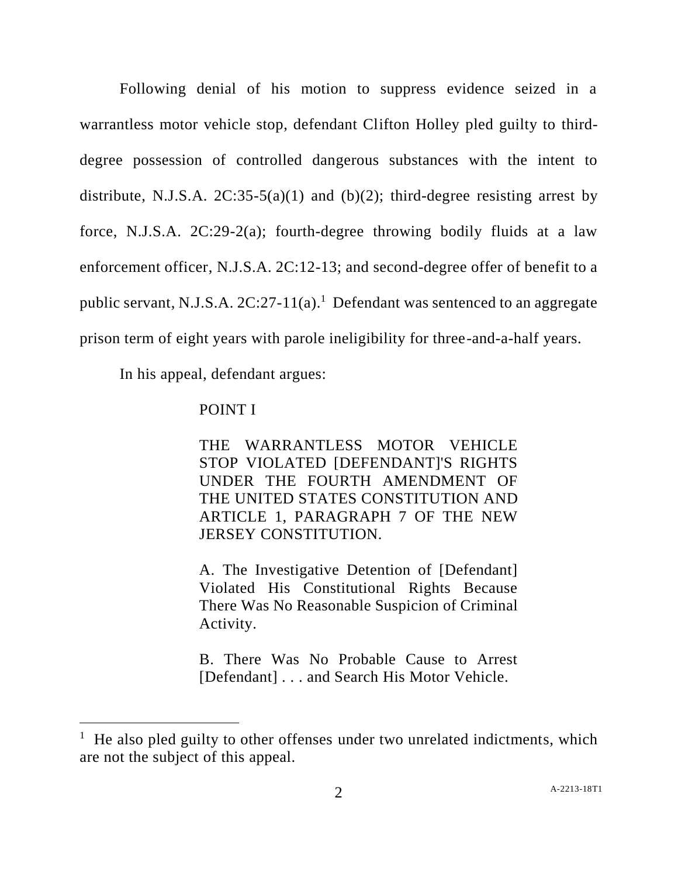Following denial of his motion to suppress evidence seized in a warrantless motor vehicle stop, defendant Clifton Holley pled guilty to third-degree possession of controlled dangerous substances with the intent to distribute, N.J.S.A. 2C:35-5(a)(1) and (b)(2); third-degree resisting arrest by force, N.J.S.A. 2C:29-2(a); fourth-degree throwing bodily fluids at a law enforcement officer, N.J.S.A. 2C:12-13; and second-degree offer of benefit to a public servant, N.J.S.A. 2C:27-11(a).[1] Defendant was sentenced to an aggregate prison term of eight years with parole ineligibility for three-and-a-half years.

In his appeal, defendant argues:

> POINT I
>
> THE WARRANTLESS MOTOR VEHICLE STOP VIOLATED [DEFENDANT]'S RIGHTS UNDER THE FOURTH AMENDMENT OF THE UNITED STATES CONSTITUTION AND ARTICLE 1, PARAGRAPH 7 OF THE NEW JERSEY CONSTITUTION.
>
> A. The Investigative Detention of [Defendant] Violated His Constitutional Rights Because There Was No Reasonable Suspicion of Criminal Activity.
>
> B. There Was No Probable Cause to Arrest [Defendant] . . . and Search His Motor Vehicle.

---

[1] He also pled guilty to other offenses under two unrelated indictments, which are not the subject of this appeal.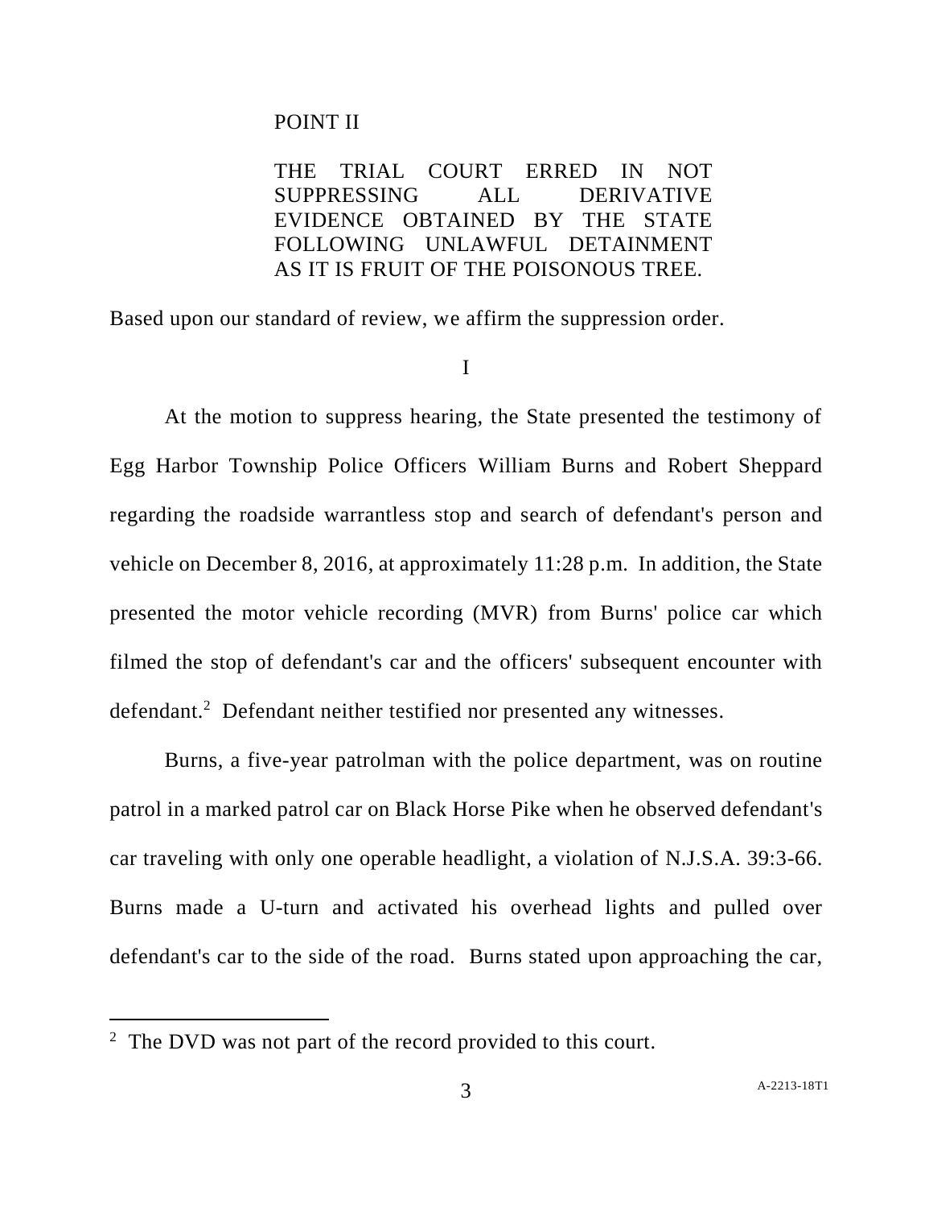POINT II

THE TRIAL COURT ERRED IN NOT SUPPRESSING ALL DERIVATIVE EVIDENCE OBTAINED BY THE STATE FOLLOWING UNLAWFUL DETAINMENT AS IT IS FRUIT OF THE POISONOUS TREE.

Based upon our standard of review, we affirm the suppression order.

I

At the motion to suppress hearing, the State presented the testimony of Egg Harbor Township Police Officers William Burns and Robert Sheppard regarding the roadside warrantless stop and search of defendant's person and vehicle on December 8, 2016, at approximately 11:28 p.m. In addition, the State presented the motor vehicle recording (MVR) from Burns' police car which filmed the stop of defendant's car and the officers' subsequent encounter with defendant.[2] Defendant neither testified nor presented any witnesses.

Burns, a five-year patrolman with the police department, was on routine patrol in a marked patrol car on Black Horse Pike when he observed defendant's car traveling with only one operable headlight, a violation of N.J.S.A. 39:3-66. Burns made a U-turn and activated his overhead lights and pulled over defendant's car to the side of the road. Burns stated upon approaching the car,

[2] The DVD was not part of the record provided to this court.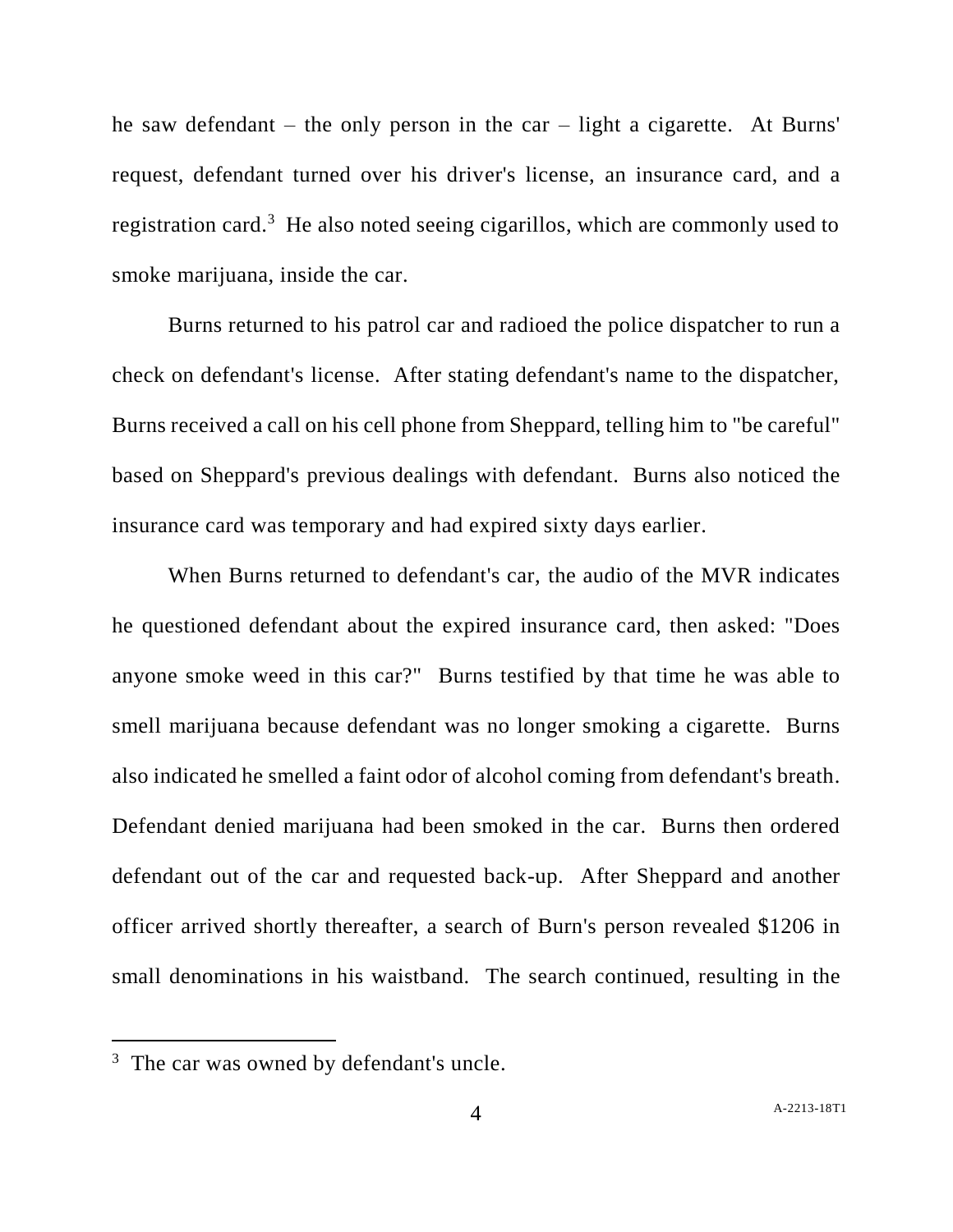he saw defendant – the only person in the car – light a cigarette. At Burns' request, defendant turned over his driver's license, an insurance card, and a registration card.[3] He also noted seeing cigarillos, which are commonly used to smoke marijuana, inside the car.

Burns returned to his patrol car and radioed the police dispatcher to run a check on defendant's license. After stating defendant's name to the dispatcher, Burns received a call on his cell phone from Sheppard, telling him to "be careful" based on Sheppard's previous dealings with defendant. Burns also noticed the insurance card was temporary and had expired sixty days earlier.

When Burns returned to defendant's car, the audio of the MVR indicates he questioned defendant about the expired insurance card, then asked: "Does anyone smoke weed in this car?" Burns testified by that time he was able to smell marijuana because defendant was no longer smoking a cigarette. Burns also indicated he smelled a faint odor of alcohol coming from defendant's breath. Defendant denied marijuana had been smoked in the car. Burns then ordered defendant out of the car and requested back-up. After Sheppard and another officer arrived shortly thereafter, a search of Burn's person revealed $1206 in small denominations in his waistband. The search continued, resulting in the

---

[3] The car was owned by defendant's uncle.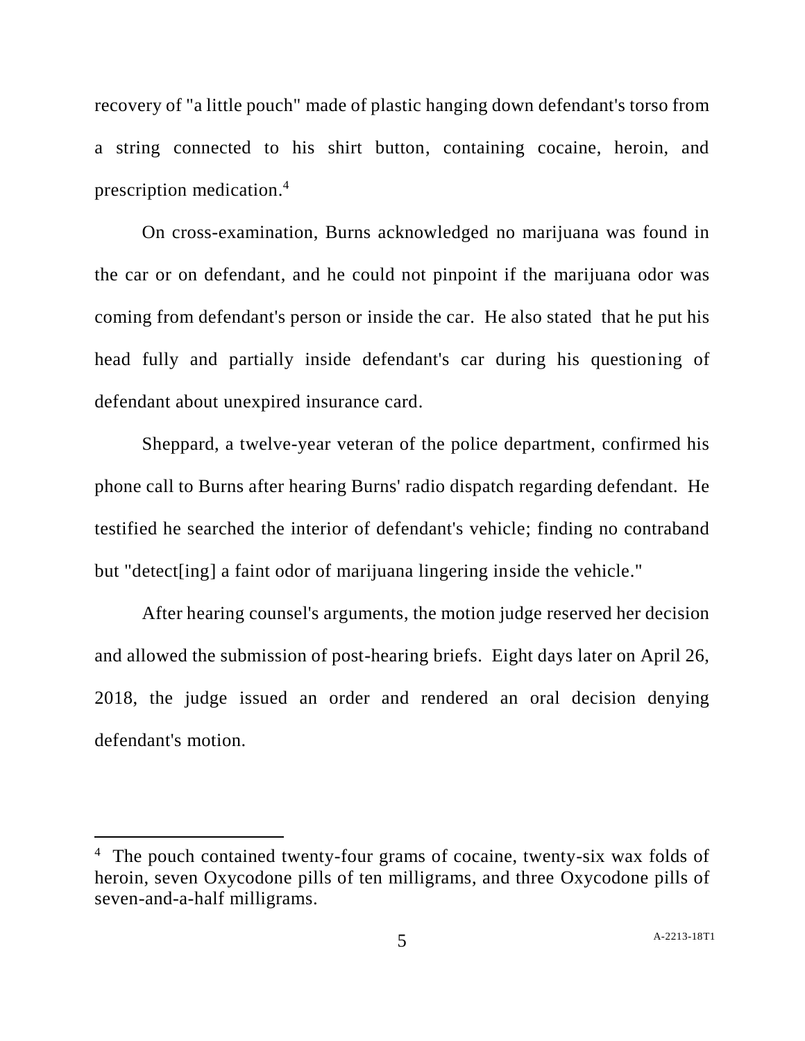recovery of "a little pouch" made of plastic hanging down defendant's torso from a string connected to his shirt button, containing cocaine, heroin, and prescription medication.[4]

On cross-examination, Burns acknowledged no marijuana was found in the car or on defendant, and he could not pinpoint if the marijuana odor was coming from defendant's person or inside the car. He also stated that he put his head fully and partially inside defendant's car during his questioning of defendant about unexpired insurance card.

Sheppard, a twelve-year veteran of the police department, confirmed his phone call to Burns after hearing Burns' radio dispatch regarding defendant. He testified he searched the interior of defendant's vehicle; finding no contraband but "detect[ing] a faint odor of marijuana lingering inside the vehicle."

After hearing counsel's arguments, the motion judge reserved her decision and allowed the submission of post-hearing briefs. Eight days later on April 26, 2018, the judge issued an order and rendered an oral decision denying defendant's motion.

---

[4] The pouch contained twenty-four grams of cocaine, twenty-six wax folds of heroin, seven Oxycodone pills of ten milligrams, and three Oxycodone pills of seven-and-a-half milligrams.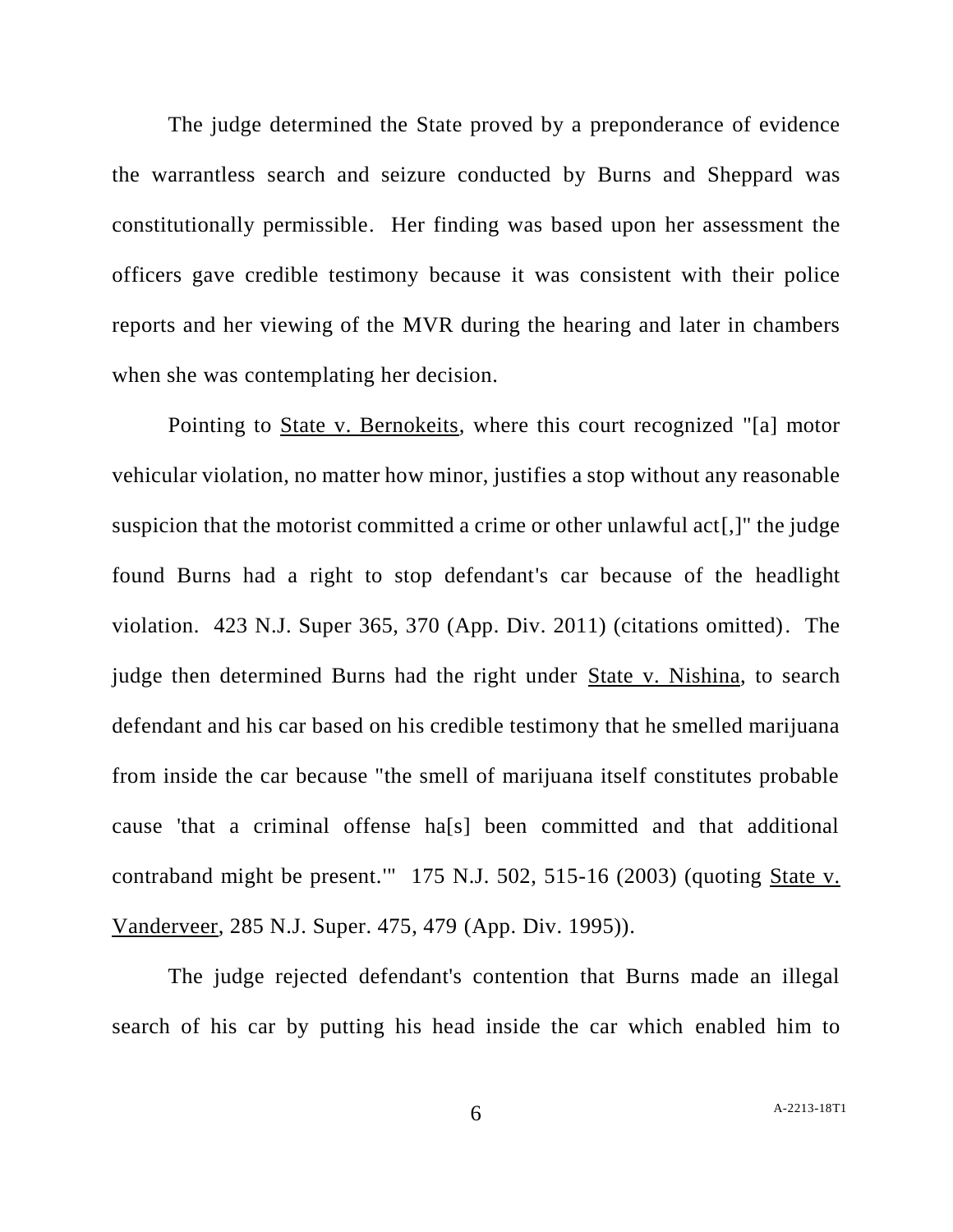The judge determined the State proved by a preponderance of evidence the warrantless search and seizure conducted by Burns and Sheppard was constitutionally permissible. Her finding was based upon her assessment the officers gave credible testimony because it was consistent with their police reports and her viewing of the MVR during the hearing and later in chambers when she was contemplating her decision.

Pointing to State v. Bernokeits, where this court recognized "[a] motor vehicular violation, no matter how minor, justifies a stop without any reasonable suspicion that the motorist committed a crime or other unlawful act[,]" the judge found Burns had a right to stop defendant's car because of the headlight violation. 423 N.J. Super 365, 370 (App. Div. 2011) (citations omitted). The judge then determined Burns had the right under State v. Nishina, to search defendant and his car based on his credible testimony that he smelled marijuana from inside the car because "the smell of marijuana itself constitutes probable cause 'that a criminal offense ha[s] been committed and that additional contraband might be present.'" 175 N.J. 502, 515-16 (2003) (quoting State v. Vanderveer, 285 N.J. Super. 475, 479 (App. Div. 1995)).

The judge rejected defendant's contention that Burns made an illegal search of his car by putting his head inside the car which enabled him to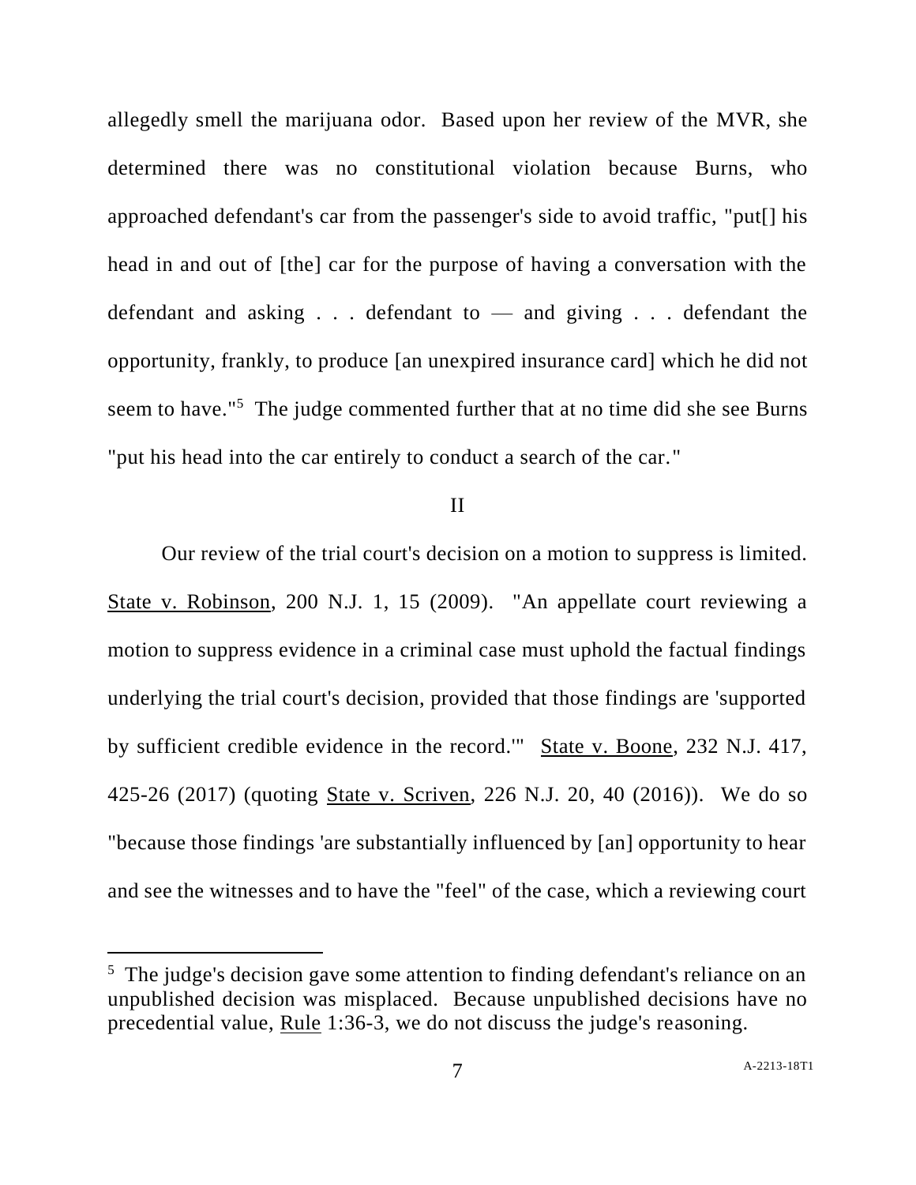allegedly smell the marijuana odor. Based upon her review of the MVR, she determined there was no constitutional violation because Burns, who approached defendant's car from the passenger's side to avoid traffic, "put[] his head in and out of [the] car for the purpose of having a conversation with the defendant and asking . . . defendant to — and giving . . . defendant the opportunity, frankly, to produce [an unexpired insurance card] which he did not seem to have."[5] The judge commented further that at no time did she see Burns "put his head into the car entirely to conduct a search of the car."

## II

Our review of the trial court's decision on a motion to suppress is limited. State v. Robinson, 200 N.J. 1, 15 (2009). "An appellate court reviewing a motion to suppress evidence in a criminal case must uphold the factual findings underlying the trial court's decision, provided that those findings are 'supported by sufficient credible evidence in the record.'" State v. Boone, 232 N.J. 417, 425-26 (2017) (quoting State v. Scriven, 226 N.J. 20, 40 (2016)). We do so "because those findings 'are substantially influenced by [an] opportunity to hear and see the witnesses and to have the "feel" of the case, which a reviewing court

---

[5] The judge's decision gave some attention to finding defendant's reliance on an unpublished decision was misplaced. Because unpublished decisions have no precedential value, Rule 1:36-3, we do not discuss the judge's reasoning.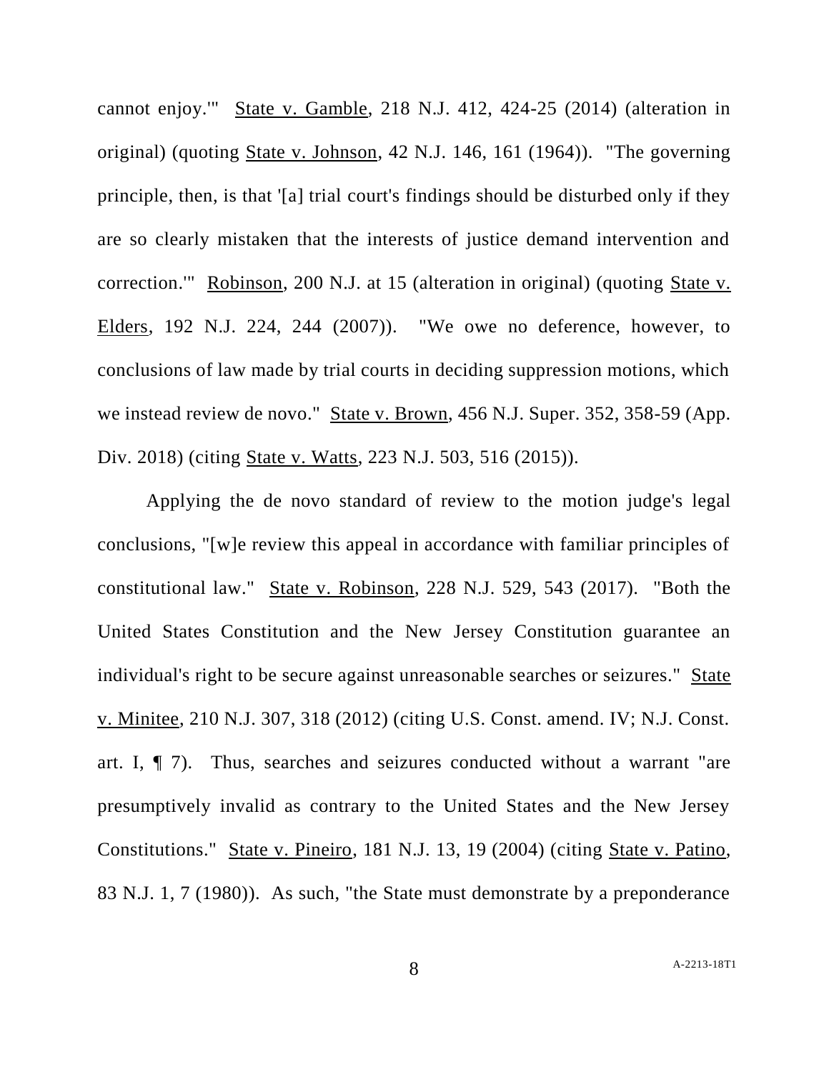cannot enjoy.'" State v. Gamble, 218 N.J. 412, 424-25 (2014) (alteration in original) (quoting State v. Johnson, 42 N.J. 146, 161 (1964)). "The governing principle, then, is that '[a] trial court's findings should be disturbed only if they are so clearly mistaken that the interests of justice demand intervention and correction.'" Robinson, 200 N.J. at 15 (alteration in original) (quoting State v. Elders, 192 N.J. 224, 244 (2007)). "We owe no deference, however, to conclusions of law made by trial courts in deciding suppression motions, which we instead review de novo." State v. Brown, 456 N.J. Super. 352, 358-59 (App. Div. 2018) (citing State v. Watts, 223 N.J. 503, 516 (2015)).

Applying the de novo standard of review to the motion judge's legal conclusions, "[w]e review this appeal in accordance with familiar principles of constitutional law." State v. Robinson, 228 N.J. 529, 543 (2017). "Both the United States Constitution and the New Jersey Constitution guarantee an individual's right to be secure against unreasonable searches or seizures." State v. Minitee, 210 N.J. 307, 318 (2012) (citing U.S. Const. amend. IV; N.J. Const. art. I, ¶ 7). Thus, searches and seizures conducted without a warrant "are presumptively invalid as contrary to the United States and the New Jersey Constitutions." State v. Pineiro, 181 N.J. 13, 19 (2004) (citing State v. Patino, 83 N.J. 1, 7 (1980)). As such, "the State must demonstrate by a preponderance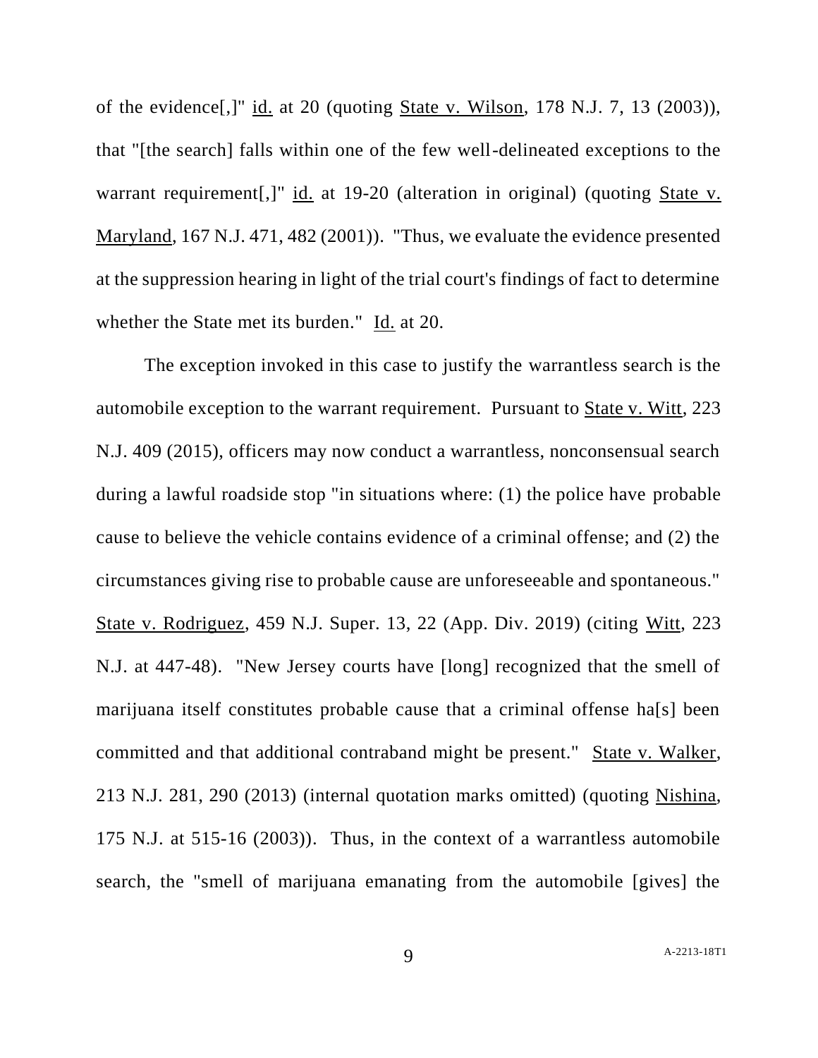of the evidence[,]" id. at 20 (quoting State v. Wilson, 178 N.J. 7, 13 (2003)), that "[the search] falls within one of the few well-delineated exceptions to the warrant requirement[,]" id. at 19-20 (alteration in original) (quoting State v. Maryland, 167 N.J. 471, 482 (2001)). "Thus, we evaluate the evidence presented at the suppression hearing in light of the trial court's findings of fact to determine whether the State met its burden." Id. at 20.

The exception invoked in this case to justify the warrantless search is the automobile exception to the warrant requirement. Pursuant to State v. Witt, 223 N.J. 409 (2015), officers may now conduct a warrantless, nonconsensual search during a lawful roadside stop "in situations where: (1) the police have probable cause to believe the vehicle contains evidence of a criminal offense; and (2) the circumstances giving rise to probable cause are unforeseeable and spontaneous." State v. Rodriguez, 459 N.J. Super. 13, 22 (App. Div. 2019) (citing Witt, 223 N.J. at 447-48). "New Jersey courts have [long] recognized that the smell of marijuana itself constitutes probable cause that a criminal offense ha[s] been committed and that additional contraband might be present." State v. Walker, 213 N.J. 281, 290 (2013) (internal quotation marks omitted) (quoting Nishina, 175 N.J. at 515-16 (2003)). Thus, in the context of a warrantless automobile search, the "smell of marijuana emanating from the automobile [gives] the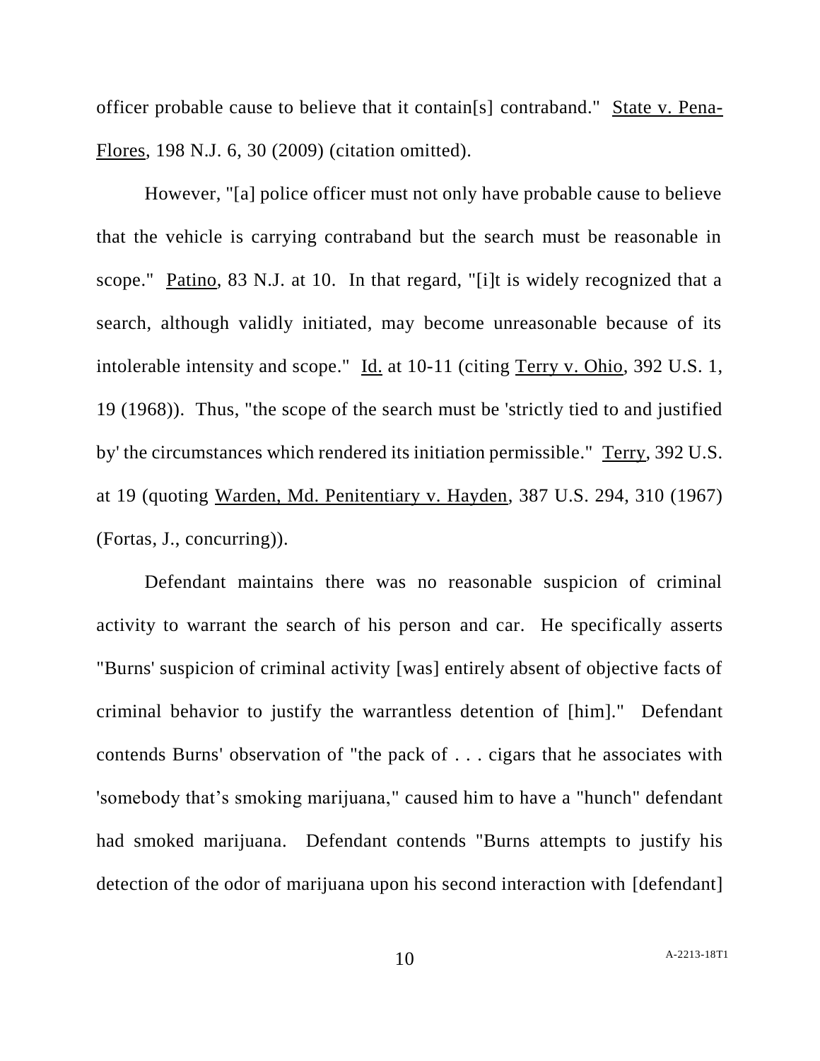officer probable cause to believe that it contain[s] contraband." State v. Pena-Flores, 198 N.J. 6, 30 (2009) (citation omitted).

However, "[a] police officer must not only have probable cause to believe that the vehicle is carrying contraband but the search must be reasonable in scope." Patino, 83 N.J. at 10. In that regard, "[i]t is widely recognized that a search, although validly initiated, may become unreasonable because of its intolerable intensity and scope." Id. at 10-11 (citing Terry v. Ohio, 392 U.S. 1, 19 (1968)). Thus, "the scope of the search must be 'strictly tied to and justified by' the circumstances which rendered its initiation permissible." Terry, 392 U.S. at 19 (quoting Warden, Md. Penitentiary v. Hayden, 387 U.S. 294, 310 (1967) (Fortas, J., concurring)).

Defendant maintains there was no reasonable suspicion of criminal activity to warrant the search of his person and car. He specifically asserts "Burns' suspicion of criminal activity [was] entirely absent of objective facts of criminal behavior to justify the warrantless detention of [him]." Defendant contends Burns' observation of "the pack of . . . cigars that he associates with 'somebody that's smoking marijuana," caused him to have a "hunch" defendant had smoked marijuana. Defendant contends "Burns attempts to justify his detection of the odor of marijuana upon his second interaction with [defendant]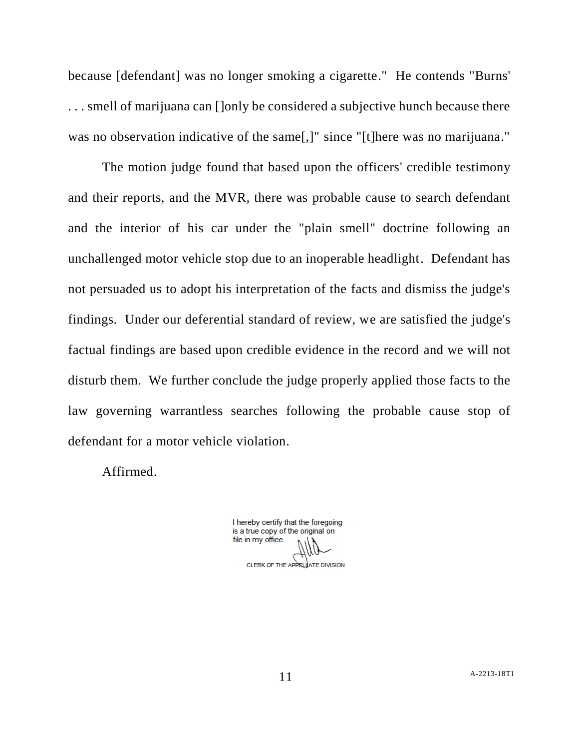because [defendant] was no longer smoking a cigarette." He contends "Burns' . . . smell of marijuana can []only be considered a subjective hunch because there was no observation indicative of the same[,]" since "[t]here was no marijuana."

The motion judge found that based upon the officers' credible testimony and their reports, and the MVR, there was probable cause to search defendant and the interior of his car under the "plain smell" doctrine following an unchallenged motor vehicle stop due to an inoperable headlight. Defendant has not persuaded us to adopt his interpretation of the facts and dismiss the judge's findings. Under our deferential standard of review, we are satisfied the judge's factual findings are based upon credible evidence in the record and we will not disturb them. We further conclude the judge properly applied those facts to the law governing warrantless searches following the probable cause stop of defendant for a motor vehicle violation.

Affirmed.

I hereby certify that the foregoing is a true copy of the original on file in my office.

CLERK OF THE APPELLATE DIVISION